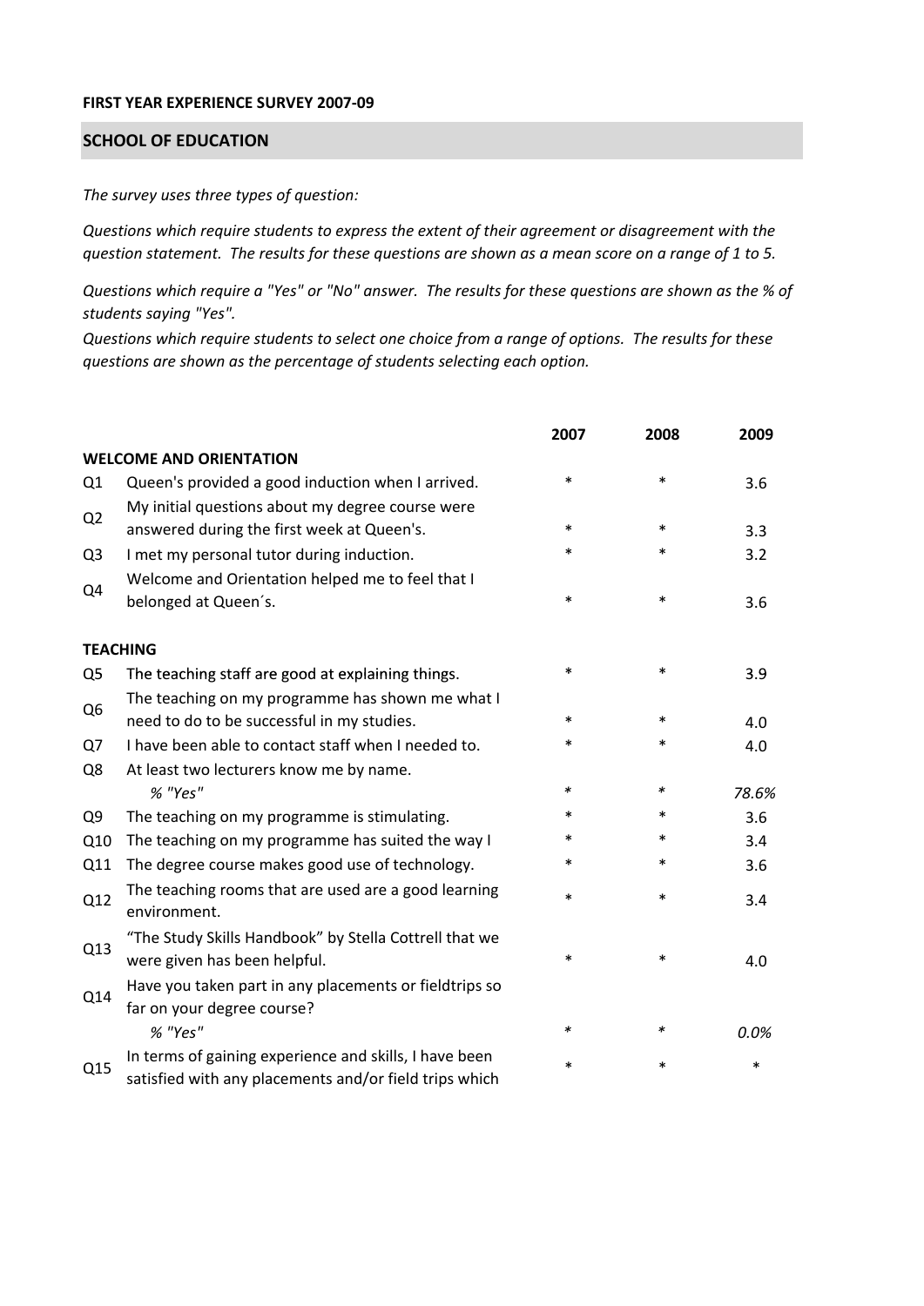**FIRST YEAR EXPERIENCE SURVEY 2007-09**

## SCHOOL OF EDUCATION

*The survey uses three types of question:*

*Questions which require students to express the extent of their agreement or disagreement with the question statement. The results for these questions are shown as a mean score on a range of 1 to 5.*

*Questions which require a "Yes" or "No" answer. The results for these questions are shown as the % of students saying "Yes".*

*Questions which require students to select one choice from a range of options. The results for these questions are shown as the percentage of students selecting each option.*

| | | 2007 | 2008 | 2009 |
|---|---|---|---|---|
| **WELCOME AND ORIENTATION** | | | | |
| Q1 | Queen's provided a good induction when I arrived. | * | * | 3.6 |
| Q2 | My initial questions about my degree course were answered during the first week at Queen's. | * | * | 3.3 |
| Q3 | I met my personal tutor during induction. | * | * | 3.2 |
| Q4 | Welcome and Orientation helped me to feel that I belonged at Queen´s. | * | * | 3.6 |
| **TEACHING** | | | | |
| Q5 | The teaching staff are good at explaining things. | * | * | 3.9 |
| Q6 | The teaching on my programme has shown me what I need to do to be successful in my studies. | * | * | 4.0 |
| Q7 | I have been able to contact staff when I needed to. | * | * | 4.0 |
| Q8 | At least two lecturers know me by name. | | | |
| | *% "Yes"* | * | * | *78.6%* |
| Q9 | The teaching on my programme is stimulating. | * | * | 3.6 |
| Q10 | The teaching on my programme has suited the way I | * | * | 3.4 |
| Q11 | The degree course makes good use of technology. | * | * | 3.6 |
| Q12 | The teaching rooms that are used are a good learning environment. | * | * | 3.4 |
| Q13 | "The Study Skills Handbook" by Stella Cottrell that we were given has been helpful. | * | * | 4.0 |
| Q14 | Have you taken part in any placements or fieldtrips so far on your degree course? | | | |
| | *% "Yes"* | * | * | *0.0%* |
| Q15 | In terms of gaining experience and skills, I have been satisfied with any placements and/or field trips which | * | * | * |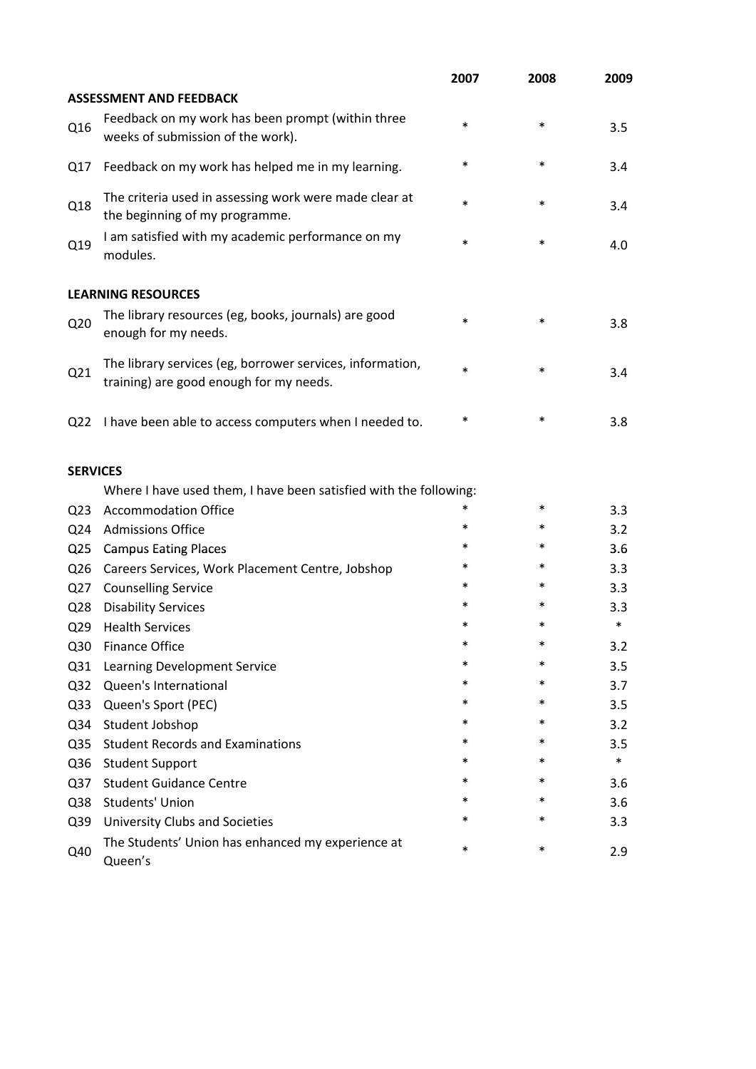| | | 2007 | 2008 | 2009 |
|---|---|---|---|---|
| **ASSESSMENT AND FEEDBACK** | | | | |
| Q16 | Feedback on my work has been prompt (within three weeks of submission of the work). | * | * | 3.5 |
| Q17 | Feedback on my work has helped me in my learning. | * | * | 3.4 |
| Q18 | The criteria used in assessing work were made clear at the beginning of my programme. | * | * | 3.4 |
| Q19 | I am satisfied with my academic performance on my modules. | * | * | 4.0 |
| **LEARNING RESOURCES** | | | | |
| Q20 | The library resources (eg, books, journals) are good enough for my needs. | * | * | 3.8 |
| Q21 | The library services (eg, borrower services, information, training) are good enough for my needs. | * | * | 3.4 |
| Q22 | I have been able to access computers when I needed to. | * | * | 3.8 |
| **SERVICES** | | | | |
| | Where I have used them, I have been satisfied with the following: | | | |
| Q23 | Accommodation Office | * | * | 3.3 |
| Q24 | Admissions Office | * | * | 3.2 |
| Q25 | Campus Eating Places | * | * | 3.6 |
| Q26 | Careers Services, Work Placement Centre, Jobshop | * | * | 3.3 |
| Q27 | Counselling Service | * | * | 3.3 |
| Q28 | Disability Services | * | * | 3.3 |
| Q29 | Health Services | * | * | * |
| Q30 | Finance Office | * | * | 3.2 |
| Q31 | Learning Development Service | * | * | 3.5 |
| Q32 | Queen's International | * | * | 3.7 |
| Q33 | Queen's Sport (PEC) | * | * | 3.5 |
| Q34 | Student Jobshop | * | * | 3.2 |
| Q35 | Student Records and Examinations | * | * | 3.5 |
| Q36 | Student Support | * | * | * |
| Q37 | Student Guidance Centre | * | * | 3.6 |
| Q38 | Students' Union | * | * | 3.6 |
| Q39 | University Clubs and Societies | * | * | 3.3 |
| Q40 | The Students' Union has enhanced my experience at Queen's | * | * | 2.9 |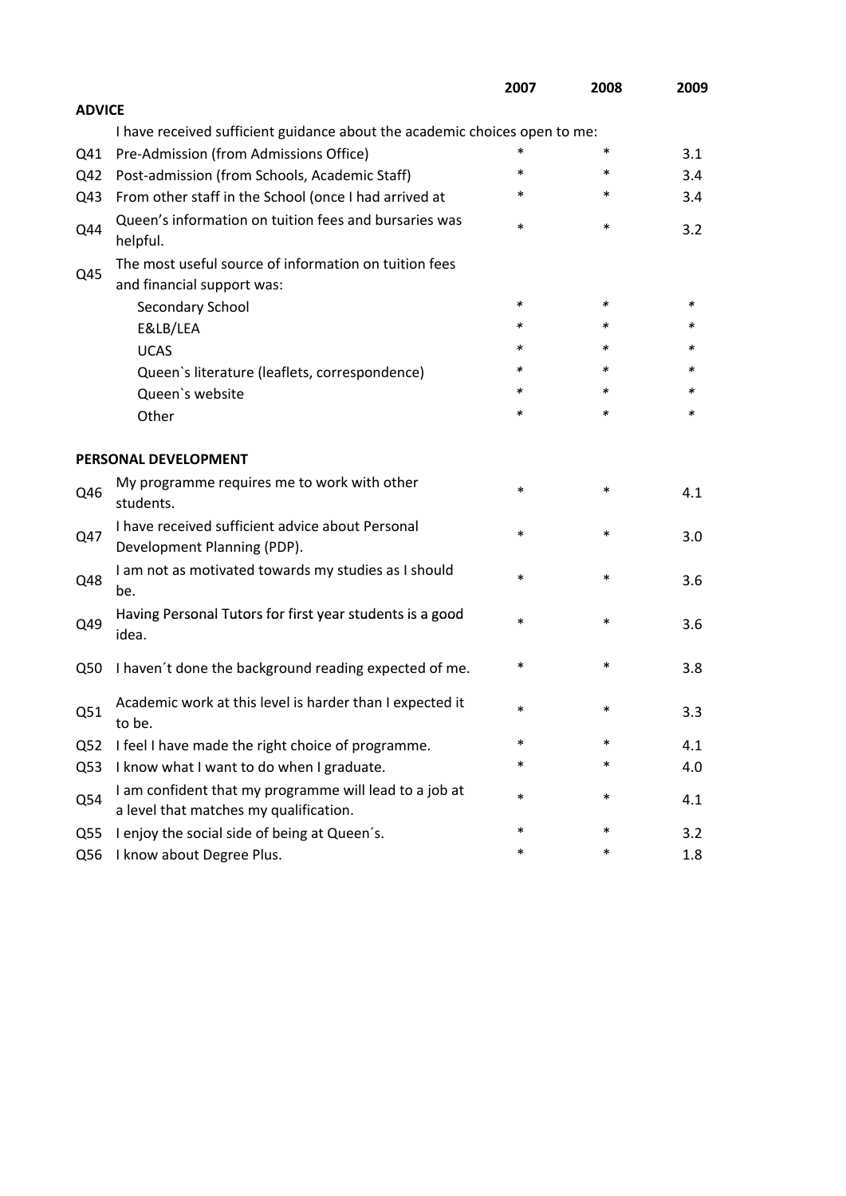| | | 2007 | 2008 | 2009 |
|---|---|---|---|---|
| **ADVICE** | | | | |
| | I have received sufficient guidance about the academic choices open to me: | | | |
| Q41 | Pre-Admission (from Admissions Office) | * | * | 3.1 |
| Q42 | Post-admission (from Schools, Academic Staff) | * | * | 3.4 |
| Q43 | From other staff in the School (once I had arrived at | * | * | 3.4 |
| Q44 | Queen's information on tuition fees and bursaries was helpful. | * | * | 3.2 |
| Q45 | The most useful source of information on tuition fees and financial support was: | | | |
| | Secondary School | * | * | * |
| | E&LB/LEA | * | * | * |
| | UCAS | * | * | * |
| | Queen`s literature (leaflets, correspondence) | * | * | * |
| | Queen`s website | * | * | * |
| | Other | * | * | * |
| **PERSONAL DEVELOPMENT** | | | | |
| Q46 | My programme requires me to work with other students. | * | * | 4.1 |
| Q47 | I have received sufficient advice about Personal Development Planning (PDP). | * | * | 3.0 |
| Q48 | I am not as motivated towards my studies as I should be. | * | * | 3.6 |
| Q49 | Having Personal Tutors for first year students is a good idea. | * | * | 3.6 |
| Q50 | I haven´t done the background reading expected of me. | * | * | 3.8 |
| Q51 | Academic work at this level is harder than I expected it to be. | * | * | 3.3 |
| Q52 | I feel I have made the right choice of programme. | * | * | 4.1 |
| Q53 | I know what I want to do when I graduate. | * | * | 4.0 |
| Q54 | I am confident that my programme will lead to a job at a level that matches my qualification. | * | * | 4.1 |
| Q55 | I enjoy the social side of being at Queen´s. | * | * | 3.2 |
| Q56 | I know about Degree Plus. | * | * | 1.8 |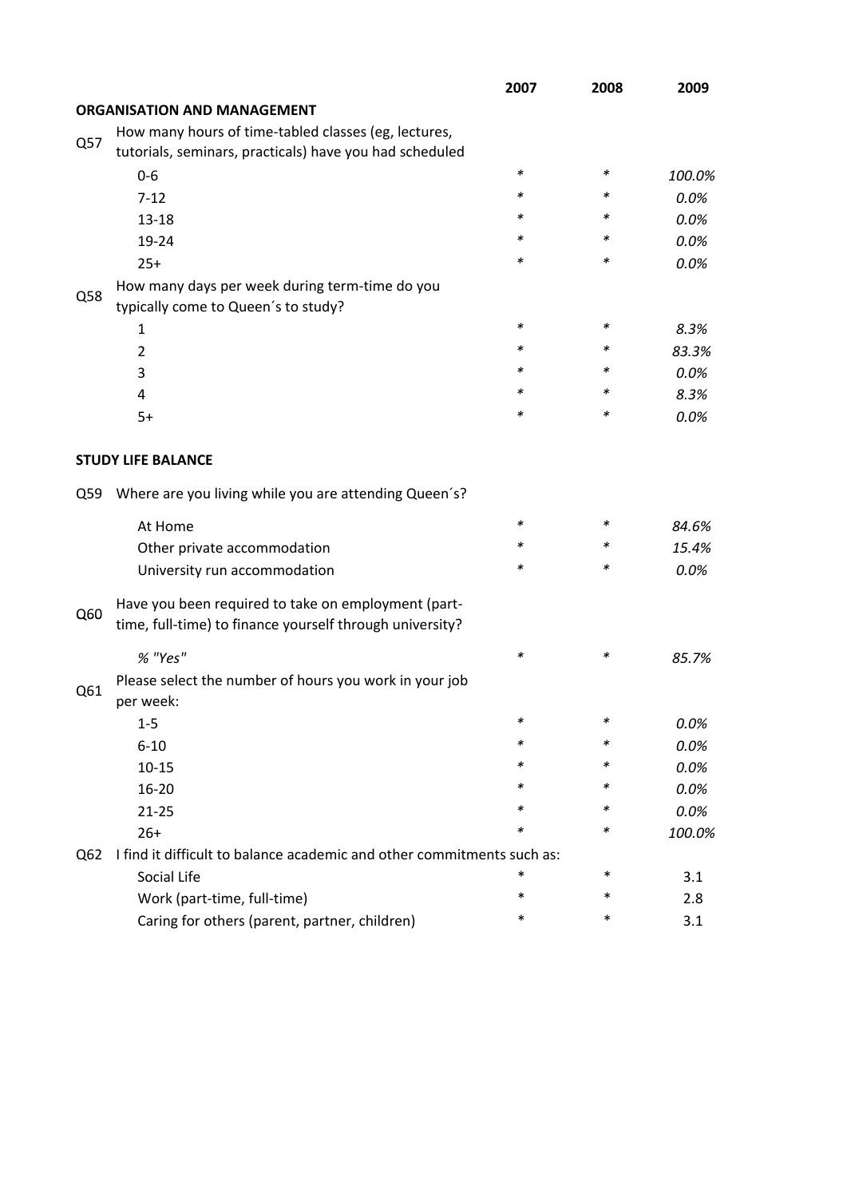| | | 2007 | 2008 | 2009 |
|---|---|---|---|---|
| | **ORGANISATION AND MANAGEMENT** | | | |
| Q57 | How many hours of time-tabled classes (eg, lectures, tutorials, seminars, practicals) have you had scheduled | | | |
| | 0-6 | * | * | *100.0%* |
| | 7-12 | * | * | *0.0%* |
| | 13-18 | * | * | *0.0%* |
| | 19-24 | * | * | *0.0%* |
| | 25+ | * | * | *0.0%* |
| Q58 | How many days per week during term-time do you typically come to Queen´s to study? | | | |
| | 1 | * | * | *8.3%* |
| | 2 | * | * | *83.3%* |
| | 3 | * | * | *0.0%* |
| | 4 | * | * | *8.3%* |
| | 5+ | * | * | *0.0%* |
| | **STUDY LIFE BALANCE** | | | |
| Q59 | Where are you living while you are attending Queen´s? | | | |
| | At Home | * | * | *84.6%* |
| | Other private accommodation | * | * | *15.4%* |
| | University run accommodation | * | * | *0.0%* |
| Q60 | Have you been required to take on employment (part-time, full-time) to finance yourself through university? | | | |
| | *% "Yes"* | * | * | *85.7%* |
| Q61 | Please select the number of hours you work in your job per week: | | | |
| | 1-5 | * | * | *0.0%* |
| | 6-10 | * | * | *0.0%* |
| | 10-15 | * | * | *0.0%* |
| | 16-20 | * | * | *0.0%* |
| | 21-25 | * | * | *0.0%* |
| | 26+ | * | * | *100.0%* |
| Q62 | I find it difficult to balance academic and other commitments such as: | | | |
| | Social Life | * | * | 3.1 |
| | Work (part-time, full-time) | * | * | 2.8 |
| | Caring for others (parent, partner, children) | * | * | 3.1 |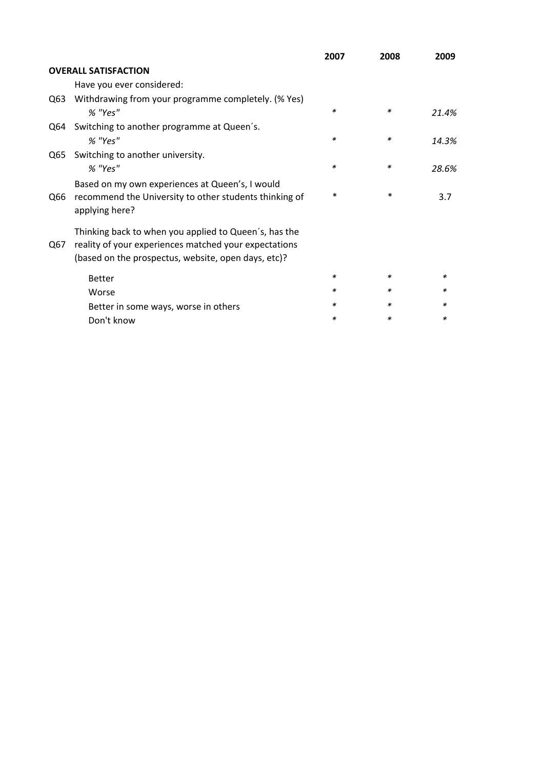| | | 2007 | 2008 | 2009 |
|---|---|---|---|---|
| **OVERALL SATISFACTION** | | | | |
| | Have you ever considered: | | | |
| Q63 | Withdrawing from your programme completely. (% Yes) | | | |
| | *% "Yes"* | * | * | *21.4%* |
| Q64 | Switching to another programme at Queen´s. | | | |
| | *% "Yes"* | * | * | *14.3%* |
| Q65 | Switching to another university. | | | |
| | *% "Yes"* | * | * | *28.6%* |
| Q66 | Based on my own experiences at Queen's, I would recommend the University to other students thinking of applying here? | * | * | 3.7 |
| Q67 | Thinking back to when you applied to Queen´s, has the reality of your experiences matched your expectations (based on the prospectus, website, open days, etc)? | | | |
| | Better | * | * | * |
| | Worse | * | * | * |
| | Better in some ways, worse in others | * | * | * |
| | Don't know | * | * | * |